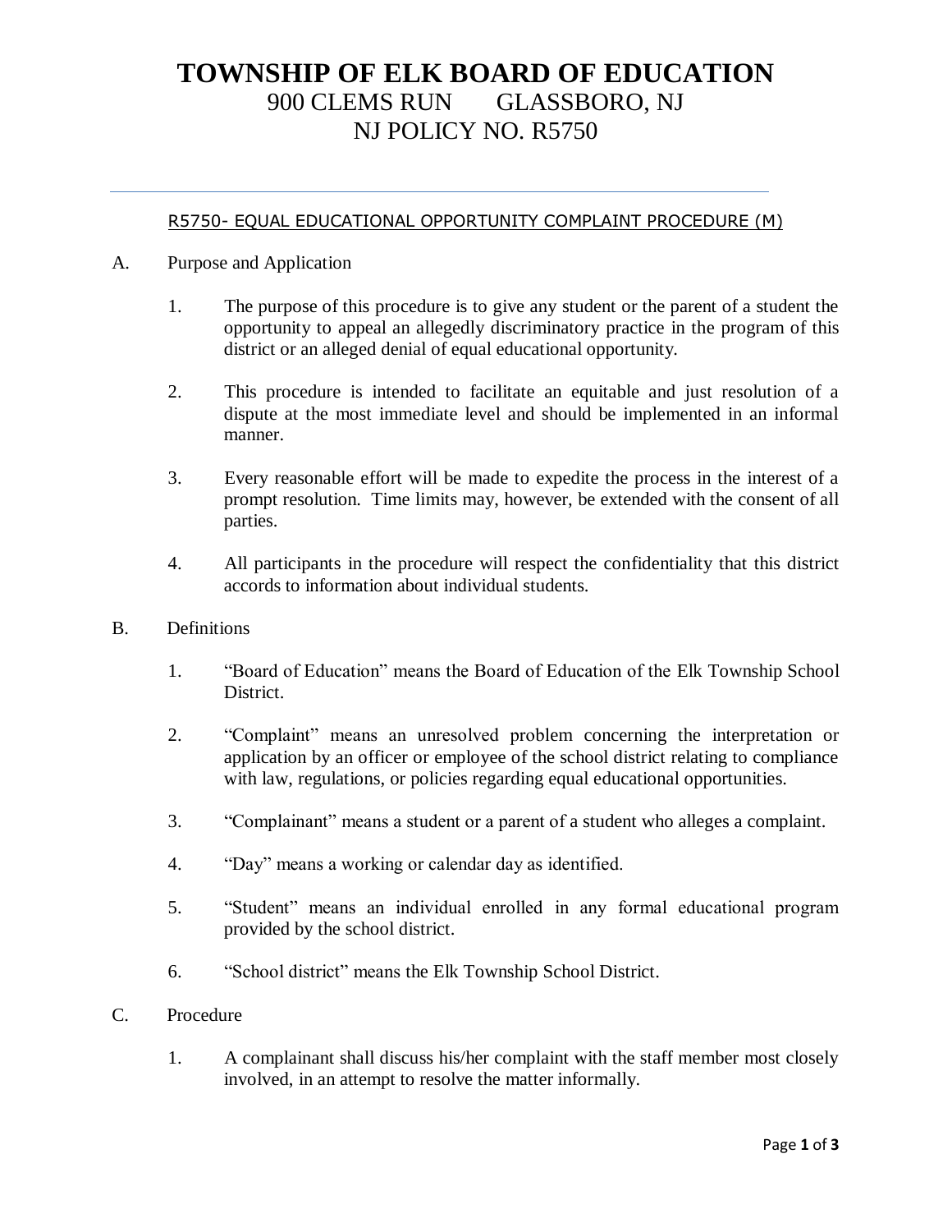# TOWNSHIP OF ELK BOARD OF EDUCATION

900 CLEMS RUN GLASSBORO, NJ

NJ POLICY NO. R5750

---

R5750- EQUAL EDUCATIONAL OPPORTUNITY COMPLAINT PROCEDURE (M)

A. Purpose and Application

1. The purpose of this procedure is to give any student or the parent of a student the opportunity to appeal an allegedly discriminatory practice in the program of this district or an alleged denial of equal educational opportunity.

2. This procedure is intended to facilitate an equitable and just resolution of a dispute at the most immediate level and should be implemented in an informal manner.

3. Every reasonable effort will be made to expedite the process in the interest of a prompt resolution. Time limits may, however, be extended with the consent of all parties.

4. All participants in the procedure will respect the confidentiality that this district accords to information about individual students.

B. Definitions

1. "Board of Education" means the Board of Education of the Elk Township School District.

2. "Complaint" means an unresolved problem concerning the interpretation or application by an officer or employee of the school district relating to compliance with law, regulations, or policies regarding equal educational opportunities.

3. "Complainant" means a student or a parent of a student who alleges a complaint.

4. "Day" means a working or calendar day as identified.

5. "Student" means an individual enrolled in any formal educational program provided by the school district.

6. "School district" means the Elk Township School District.

C. Procedure

1. A complainant shall discuss his/her complaint with the staff member most closely involved, in an attempt to resolve the matter informally.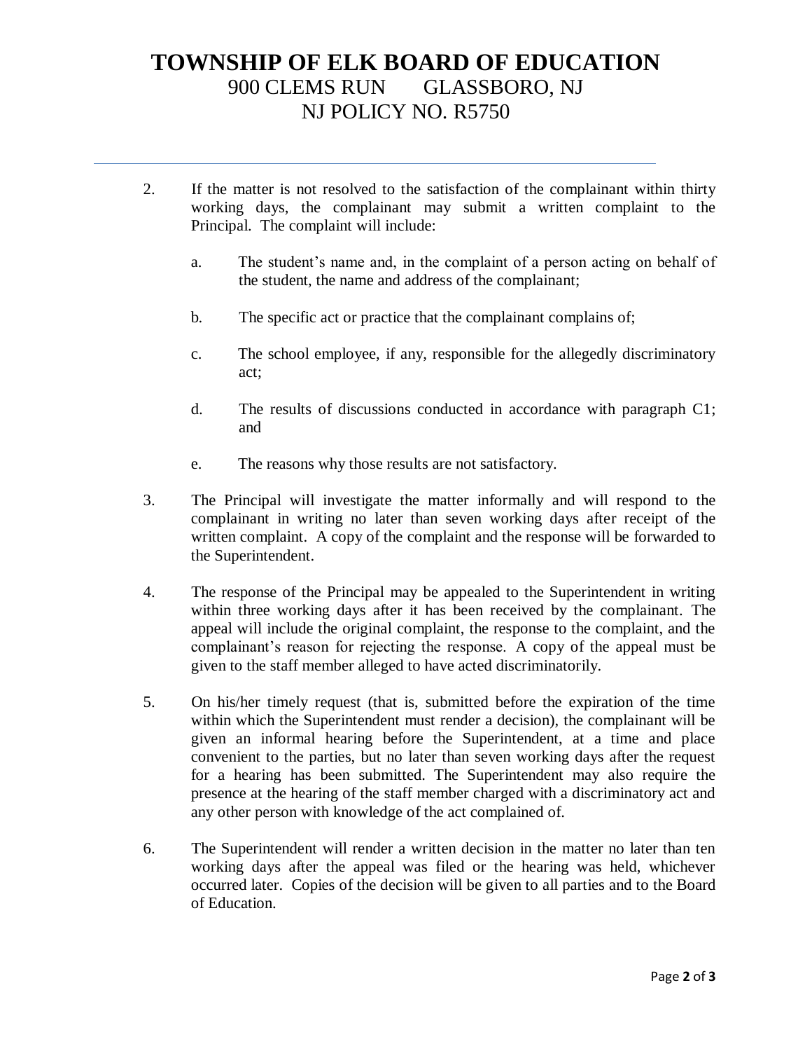2. If the matter is not resolved to the satisfaction of the complainant within thirty working days, the complainant may submit a written complaint to the Principal. The complaint will include:

   a. The student's name and, in the complaint of a person acting on behalf of the student, the name and address of the complainant;

   b. The specific act or practice that the complainant complains of;

   c. The school employee, if any, responsible for the allegedly discriminatory act;

   d. The results of discussions conducted in accordance with paragraph C1; and

   e. The reasons why those results are not satisfactory.

3. The Principal will investigate the matter informally and will respond to the complainant in writing no later than seven working days after receipt of the written complaint. A copy of the complaint and the response will be forwarded to the Superintendent.

4. The response of the Principal may be appealed to the Superintendent in writing within three working days after it has been received by the complainant. The appeal will include the original complaint, the response to the complaint, and the complainant's reason for rejecting the response. A copy of the appeal must be given to the staff member alleged to have acted discriminatorily.

5. On his/her timely request (that is, submitted before the expiration of the time within which the Superintendent must render a decision), the complainant will be given an informal hearing before the Superintendent, at a time and place convenient to the parties, but no later than seven working days after the request for a hearing has been submitted. The Superintendent may also require the presence at the hearing of the staff member charged with a discriminatory act and any other person with knowledge of the act complained of.

6. The Superintendent will render a written decision in the matter no later than ten working days after the appeal was filed or the hearing was held, whichever occurred later. Copies of the decision will be given to all parties and to the Board of Education.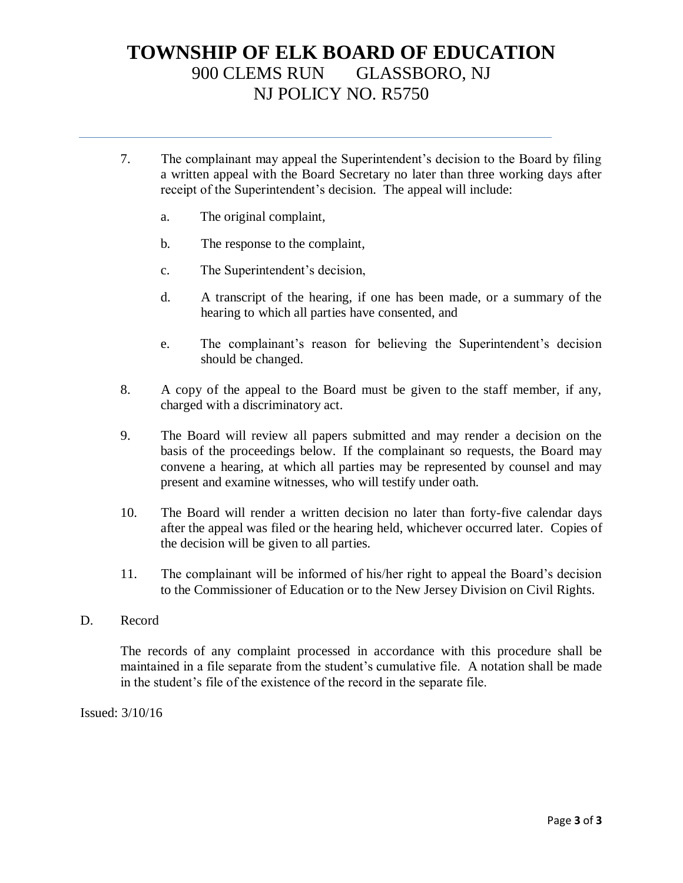7. The complainant may appeal the Superintendent's decision to the Board by filing a written appeal with the Board Secretary no later than three working days after receipt of the Superintendent's decision. The appeal will include:

   a. The original complaint,

   b. The response to the complaint,

   c. The Superintendent's decision,

   d. A transcript of the hearing, if one has been made, or a summary of the hearing to which all parties have consented, and

   e. The complainant's reason for believing the Superintendent's decision should be changed.

8. A copy of the appeal to the Board must be given to the staff member, if any, charged with a discriminatory act.

9. The Board will review all papers submitted and may render a decision on the basis of the proceedings below. If the complainant so requests, the Board may convene a hearing, at which all parties may be represented by counsel and may present and examine witnesses, who will testify under oath.

10. The Board will render a written decision no later than forty-five calendar days after the appeal was filed or the hearing held, whichever occurred later. Copies of the decision will be given to all parties.

11. The complainant will be informed of his/her right to appeal the Board's decision to the Commissioner of Education or to the New Jersey Division on Civil Rights.

D. Record

The records of any complaint processed in accordance with this procedure shall be maintained in a file separate from the student's cumulative file. A notation shall be made in the student's file of the existence of the record in the separate file.

Issued: 3/10/16